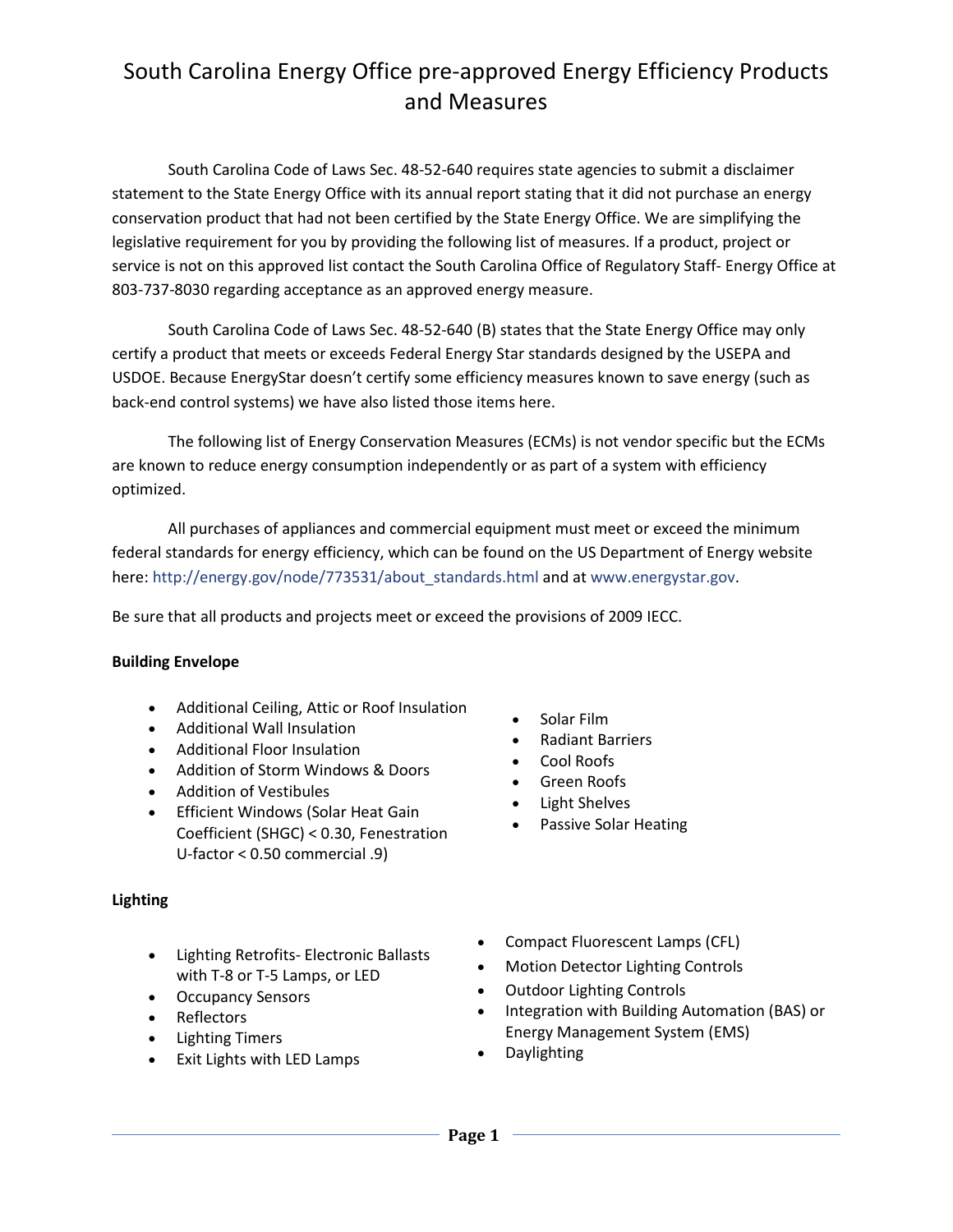# South Carolina Energy Office pre-approved Energy Efficiency Products and Measures

South Carolina Code of Laws Sec. 48-52-640 requires state agencies to submit a disclaimer statement to the State Energy Office with its annual report stating that it did not purchase an energy conservation product that had not been certified by the State Energy Office. We are simplifying the legislative requirement for you by providing the following list of measures. If a product, project or service is not on this approved list contact the South Carolina Office of Regulatory Staff- Energy Office at 803-737-8030 regarding acceptance as an approved energy measure.

South Carolina Code of Laws Sec. 48-52-640 (B) states that the State Energy Office may only certify a product that meets or exceeds Federal Energy Star standards designed by the USEPA and USDOE. Because EnergyStar doesn't certify some efficiency measures known to save energy (such as back-end control systems) we have also listed those items here.

The following list of Energy Conservation Measures (ECMs) is not vendor specific but the ECMs are known to reduce energy consumption independently or as part of a system with efficiency optimized.

All purchases of appliances and commercial equipment must meet or exceed the minimum federal standards for energy efficiency, which can be found on the US Department of Energy website here: http://energy.gov/node/773531/about_standards.html and at www.energystar.gov.

Be sure that all products and projects meet or exceed the provisions of 2009 IECC.

**Building Envelope**

- Additional Ceiling, Attic or Roof Insulation
- Additional Wall Insulation
- Additional Floor Insulation
- Addition of Storm Windows & Doors
- Addition of Vestibules
- Efficient Windows (Solar Heat Gain Coefficient (SHGC) < 0.30, Fenestration U-factor < 0.50 commercial .9)
- Solar Film
- Radiant Barriers
- Cool Roofs
- Green Roofs
- Light Shelves
- Passive Solar Heating

**Lighting**

- Lighting Retrofits- Electronic Ballasts with T-8 or T-5 Lamps, or LED
- Occupancy Sensors
- Reflectors
- Lighting Timers
- Exit Lights with LED Lamps
- Compact Fluorescent Lamps (CFL)
- Motion Detector Lighting Controls
- Outdoor Lighting Controls
- Integration with Building Automation (BAS) or Energy Management System (EMS)
- Daylighting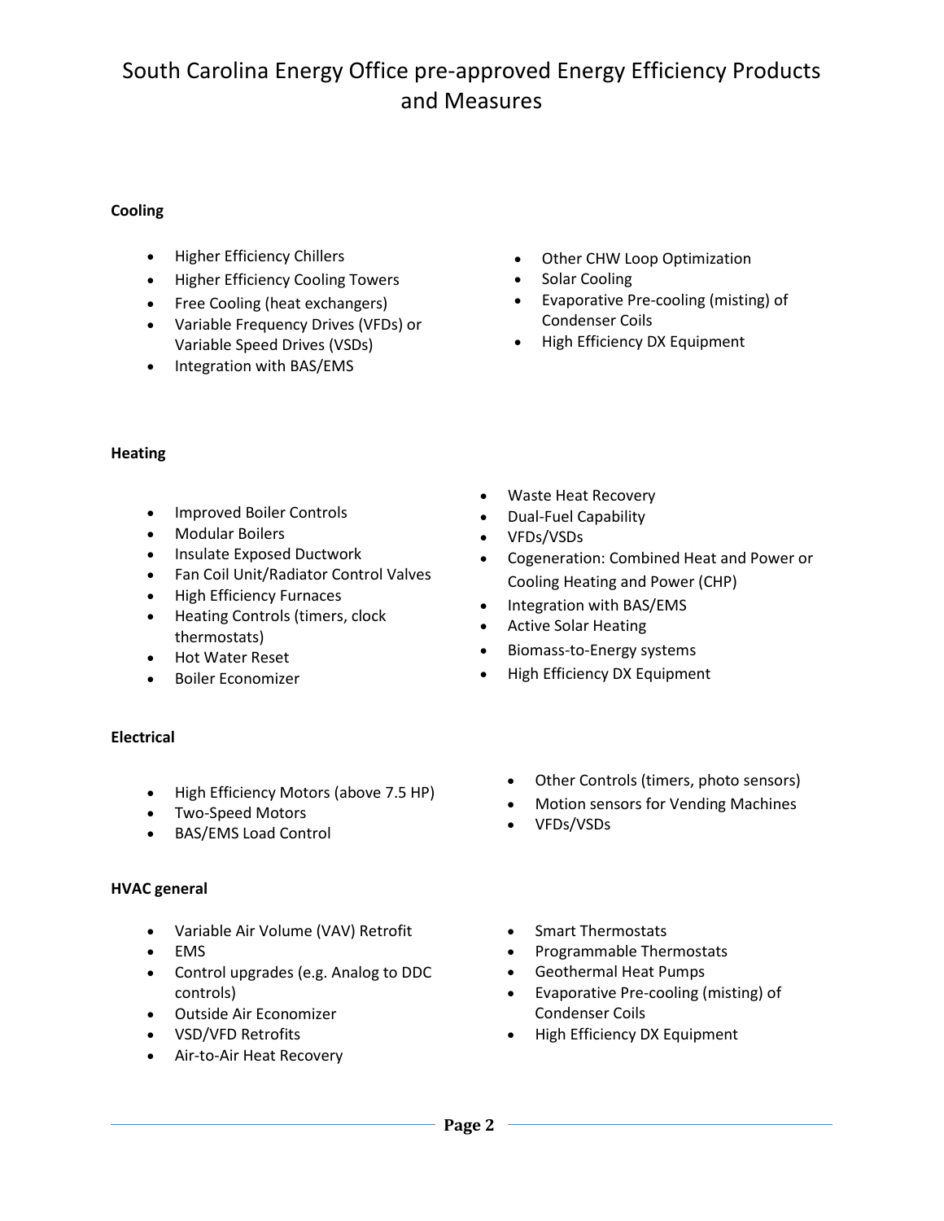# South Carolina Energy Office pre-approved Energy Efficiency Products and Measures

**Cooling**

- Higher Efficiency Chillers
- Higher Efficiency Cooling Towers
- Free Cooling (heat exchangers)
- Variable Frequency Drives (VFDs) or Variable Speed Drives (VSDs)
- Integration with BAS/EMS
- Other CHW Loop Optimization
- Solar Cooling
- Evaporative Pre-cooling (misting) of Condenser Coils
- High Efficiency DX Equipment

**Heating**

- Improved Boiler Controls
- Modular Boilers
- Insulate Exposed Ductwork
- Fan Coil Unit/Radiator Control Valves
- High Efficiency Furnaces
- Heating Controls (timers, clock thermostats)
- Hot Water Reset
- Boiler Economizer
- Waste Heat Recovery
- Dual-Fuel Capability
- VFDs/VSDs
- Cogeneration: Combined Heat and Power or Cooling Heating and Power (CHP)
- Integration with BAS/EMS
- Active Solar Heating
- Biomass-to-Energy systems
- High Efficiency DX Equipment

**Electrical**

- High Efficiency Motors (above 7.5 HP)
- Two-Speed Motors
- BAS/EMS Load Control
- Other Controls (timers, photo sensors)
- Motion sensors for Vending Machines
- VFDs/VSDs

**HVAC general**

- Variable Air Volume (VAV) Retrofit
- EMS
- Control upgrades (e.g. Analog to DDC controls)
- Outside Air Economizer
- VSD/VFD Retrofits
- Air-to-Air Heat Recovery
- Smart Thermostats
- Programmable Thermostats
- Geothermal Heat Pumps
- Evaporative Pre-cooling (misting) of Condenser Coils
- High Efficiency DX Equipment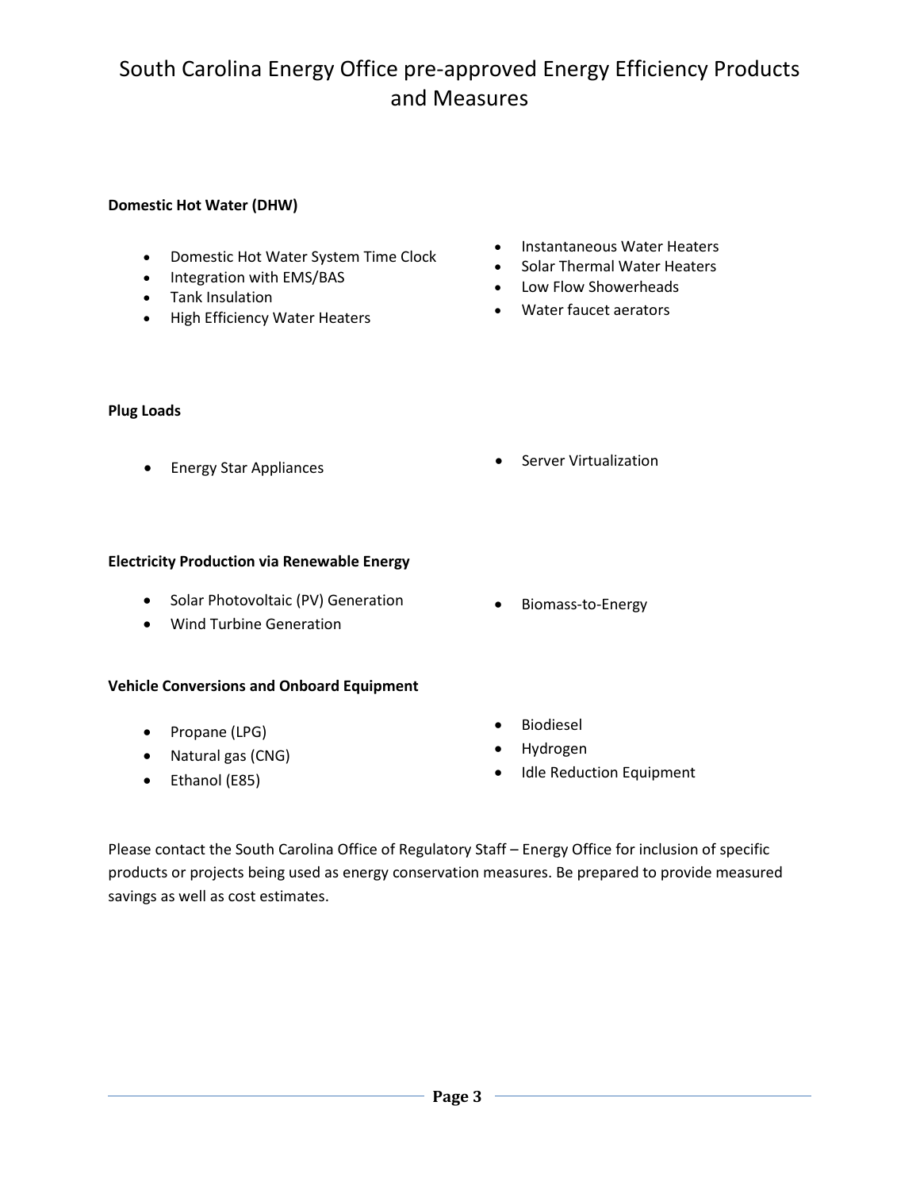# South Carolina Energy Office pre-approved Energy Efficiency Products and Measures

**Domestic Hot Water (DHW)**

- Domestic Hot Water System Time Clock
- Integration with EMS/BAS
- Tank Insulation
- High Efficiency Water Heaters
- Instantaneous Water Heaters
- Solar Thermal Water Heaters
- Low Flow Showerheads
- Water faucet aerators

**Plug Loads**

- Energy Star Appliances
- Server Virtualization

**Electricity Production via Renewable Energy**

- Solar Photovoltaic (PV) Generation
- Wind Turbine Generation
- Biomass-to-Energy

**Vehicle Conversions and Onboard Equipment**

- Propane (LPG)
- Natural gas (CNG)
- Ethanol (E85)
- Biodiesel
- Hydrogen
- Idle Reduction Equipment

Please contact the South Carolina Office of Regulatory Staff – Energy Office for inclusion of specific products or projects being used as energy conservation measures. Be prepared to provide measured savings as well as cost estimates.